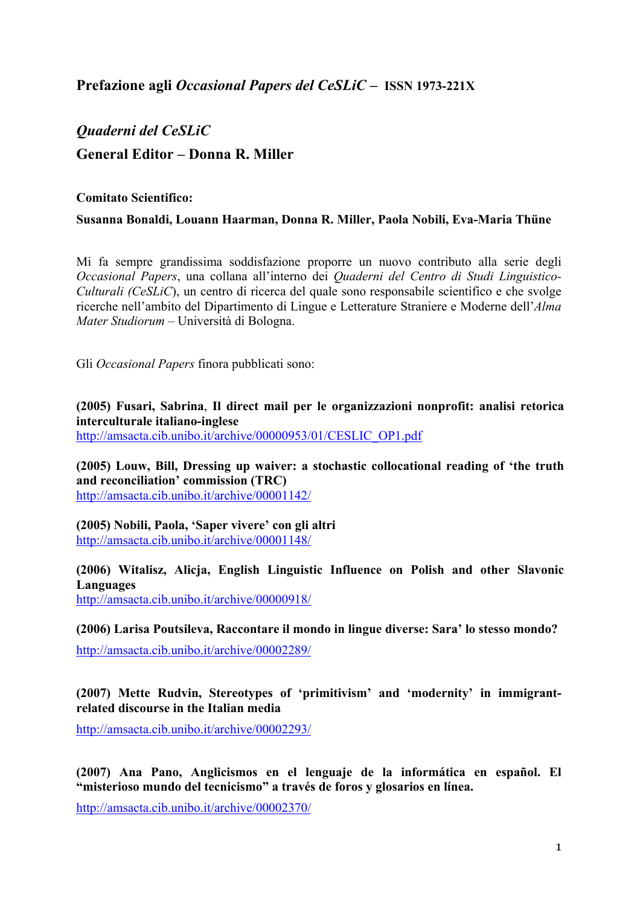## Prefazione agli *Occasional Papers del CeSLiC* – ISSN 1973-221X

## *Quaderni del CeSLiC*

## General Editor – Donna R. Miller

**Comitato Scientifico:**

**Susanna Bonaldi, Louann Haarman, Donna R. Miller, Paola Nobili, Eva-Maria Thüne**

Mi fa sempre grandissima soddisfazione proporre un nuovo contributo alla serie degli *Occasional Papers*, una collana all'interno dei *Quaderni del Centro di Studi Linguistico-Culturali (CeSLiC*), un centro di ricerca del quale sono responsabile scientifico e che svolge ricerche nell'ambito del Dipartimento di Lingue e Letterature Straniere e Moderne dell'*Alma Mater Studiorum* – Università di Bologna.

Gli *Occasional Papers* finora pubblicati sono:

**(2005) Fusari, Sabrina**, **Il direct mail per le organizzazioni nonprofit: analisi retorica interculturale italiano-inglese**
http://amsacta.cib.unibo.it/archive/00000953/01/CESLIC_OP1.pdf

**(2005) Louw, Bill, Dressing up waiver: a stochastic collocational reading of 'the truth and reconciliation' commission (TRC)**
http://amsacta.cib.unibo.it/archive/00001142/

**(2005) Nobili, Paola, 'Saper vivere' con gli altri**
http://amsacta.cib.unibo.it/archive/00001148/

**(2006) Witalisz, Alicja, English Linguistic Influence on Polish and other Slavonic Languages**
http://amsacta.cib.unibo.it/archive/00000918/

**(2006) Larisa Poutsileva, Raccontare il mondo in lingue diverse: Sara' lo stesso mondo?**
http://amsacta.cib.unibo.it/archive/00002289/

**(2007) Mette Rudvin, Stereotypes of 'primitivism' and 'modernity' in immigrant-related discourse in the Italian media**
http://amsacta.cib.unibo.it/archive/00002293/

**(2007) Ana Pano, Anglicismos en el lenguaje de la informática en español. El "misterioso mundo del tecnicismo" a través de foros y glosarios en línea.**
http://amsacta.cib.unibo.it/archive/00002370/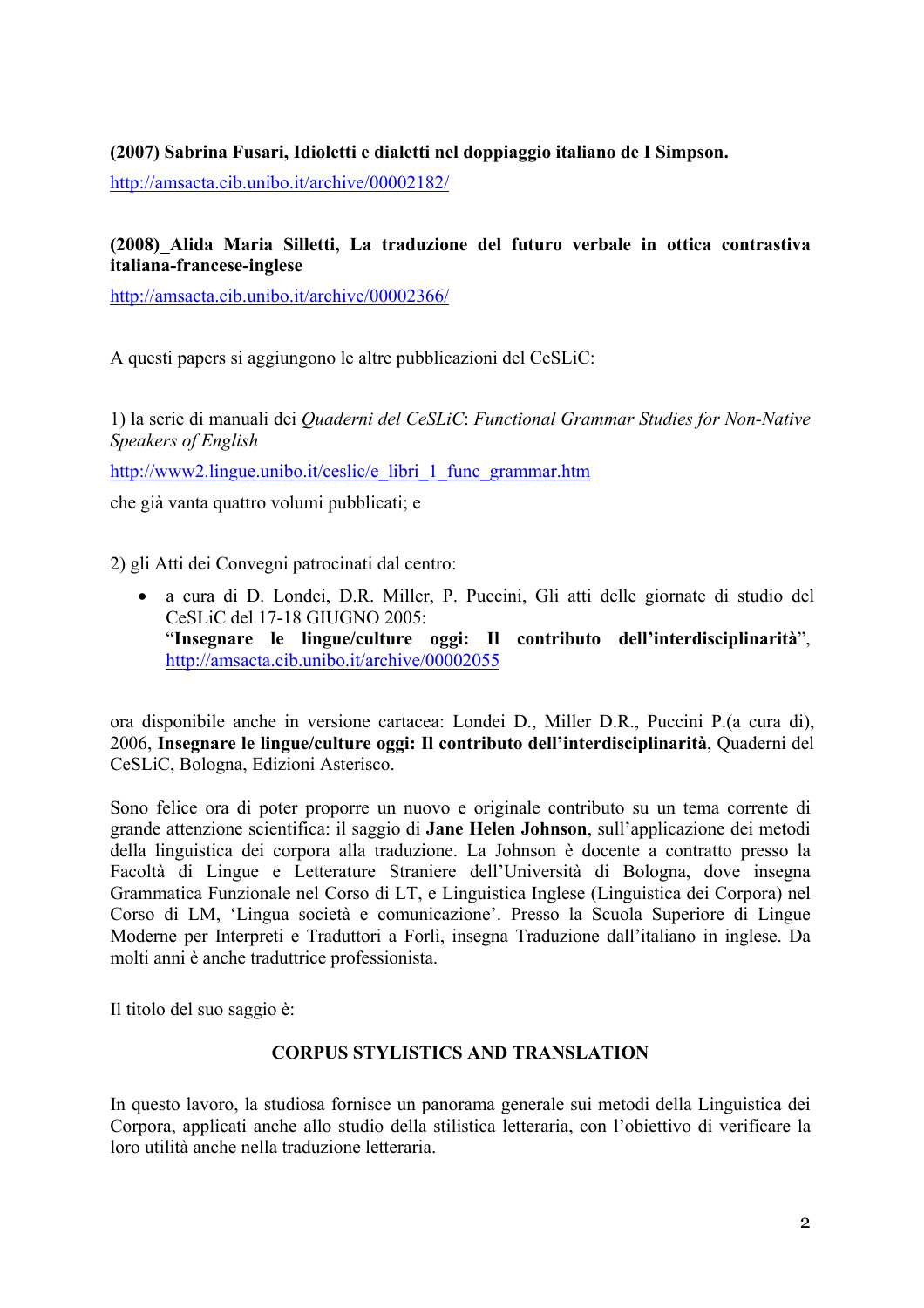**(2007) Sabrina Fusari, Idioletti e dialetti nel doppiaggio italiano de I Simpson.**

http://amsacta.cib.unibo.it/archive/00002182/

**(2008)_Alida Maria Silletti, La traduzione del futuro verbale in ottica contrastiva italiana-francese-inglese**

http://amsacta.cib.unibo.it/archive/00002366/

A questi papers si aggiungono le altre pubblicazioni del CeSLiC:

1) la serie di manuali dei *Quaderni del CeSLiC*: *Functional Grammar Studies for Non-Native Speakers of English*

http://www2.lingue.unibo.it/ceslic/e_libri_1_func_grammar.htm

che già vanta quattro volumi pubblicati; e

2) gli Atti dei Convegni patrocinati dal centro:

- a cura di D. Londei, D.R. Miller, P. Puccini, Gli atti delle giornate di studio del CeSLiC del 17-18 GIUGNO 2005:
  "**Insegnare le lingue/culture oggi: Il contributo dell'interdisciplinarità**", http://amsacta.cib.unibo.it/archive/00002055

ora disponibile anche in versione cartacea: Londei D., Miller D.R., Puccini P.(a cura di), 2006, **Insegnare le lingue/culture oggi: Il contributo dell'interdisciplinarità**, Quaderni del CeSLiC, Bologna, Edizioni Asterisco.

Sono felice ora di poter proporre un nuovo e originale contributo su un tema corrente di grande attenzione scientifica: il saggio di **Jane Helen Johnson**, sull'applicazione dei metodi della linguistica dei corpora alla traduzione. La Johnson è docente a contratto presso la Facoltà di Lingue e Letterature Straniere dell'Università di Bologna, dove insegna Grammatica Funzionale nel Corso di LT, e Linguistica Inglese (Linguistica dei Corpora) nel Corso di LM, 'Lingua società e comunicazione'. Presso la Scuola Superiore di Lingue Moderne per Interpreti e Traduttori a Forlì, insegna Traduzione dall'italiano in inglese. Da molti anni è anche traduttrice professionista.

Il titolo del suo saggio è:

**CORPUS STYLISTICS AND TRANSLATION**

In questo lavoro, la studiosa fornisce un panorama generale sui metodi della Linguistica dei Corpora, applicati anche allo studio della stilistica letteraria, con l'obiettivo di verificare la loro utilità anche nella traduzione letteraria.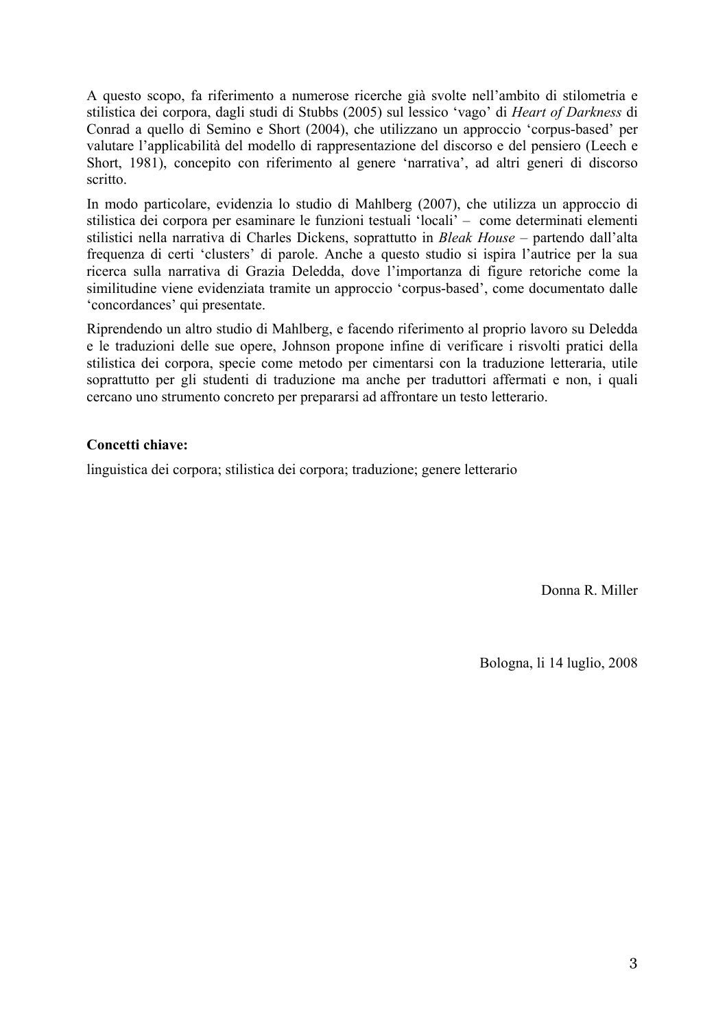A questo scopo, fa riferimento a numerose ricerche già svolte nell'ambito di stilometria e stilistica dei corpora, dagli studi di Stubbs (2005) sul lessico 'vago' di *Heart of Darkness* di Conrad a quello di Semino e Short (2004), che utilizzano un approccio 'corpus-based' per valutare l'applicabilità del modello di rappresentazione del discorso e del pensiero (Leech e Short, 1981), concepito con riferimento al genere 'narrativa', ad altri generi di discorso scritto.

In modo particolare, evidenzia lo studio di Mahlberg (2007), che utilizza un approccio di stilistica dei corpora per esaminare le funzioni testuali 'locali' – come determinati elementi stilistici nella narrativa di Charles Dickens, soprattutto in *Bleak House* – partendo dall'alta frequenza di certi 'clusters' di parole. Anche a questo studio si ispira l'autrice per la sua ricerca sulla narrativa di Grazia Deledda, dove l'importanza di figure retoriche come la similitudine viene evidenziata tramite un approccio 'corpus-based', come documentato dalle 'concordances' qui presentate.

Riprendendo un altro studio di Mahlberg, e facendo riferimento al proprio lavoro su Deledda e le traduzioni delle sue opere, Johnson propone infine di verificare i risvolti pratici della stilistica dei corpora, specie come metodo per cimentarsi con la traduzione letteraria, utile soprattutto per gli studenti di traduzione ma anche per traduttori affermati e non, i quali cercano uno strumento concreto per prepararsi ad affrontare un testo letterario.

**Concetti chiave:**

linguistica dei corpora; stilistica dei corpora; traduzione; genere letterario

Donna R. Miller

Bologna, li 14 luglio, 2008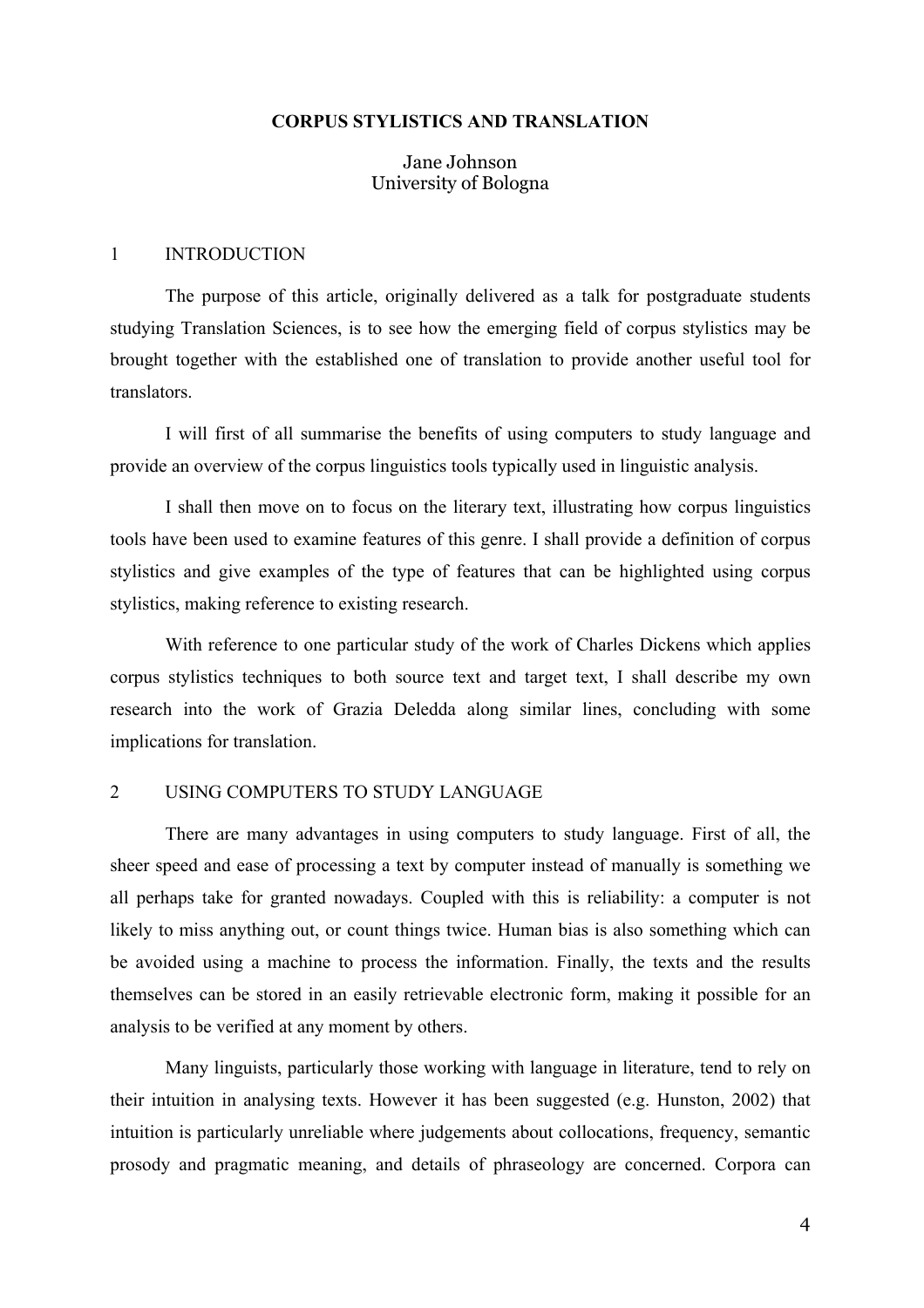**CORPUS STYLISTICS AND TRANSLATION**

Jane Johnson
University of Bologna

## 1 INTRODUCTION

The purpose of this article, originally delivered as a talk for postgraduate students studying Translation Sciences, is to see how the emerging field of corpus stylistics may be brought together with the established one of translation to provide another useful tool for translators.

I will first of all summarise the benefits of using computers to study language and provide an overview of the corpus linguistics tools typically used in linguistic analysis.

I shall then move on to focus on the literary text, illustrating how corpus linguistics tools have been used to examine features of this genre. I shall provide a definition of corpus stylistics and give examples of the type of features that can be highlighted using corpus stylistics, making reference to existing research.

With reference to one particular study of the work of Charles Dickens which applies corpus stylistics techniques to both source text and target text, I shall describe my own research into the work of Grazia Deledda along similar lines, concluding with some implications for translation.

## 2 USING COMPUTERS TO STUDY LANGUAGE

There are many advantages in using computers to study language. First of all, the sheer speed and ease of processing a text by computer instead of manually is something we all perhaps take for granted nowadays. Coupled with this is reliability: a computer is not likely to miss anything out, or count things twice. Human bias is also something which can be avoided using a machine to process the information. Finally, the texts and the results themselves can be stored in an easily retrievable electronic form, making it possible for an analysis to be verified at any moment by others.

Many linguists, particularly those working with language in literature, tend to rely on their intuition in analysing texts. However it has been suggested (e.g. Hunston, 2002) that intuition is particularly unreliable where judgements about collocations, frequency, semantic prosody and pragmatic meaning, and details of phraseology are concerned. Corpora can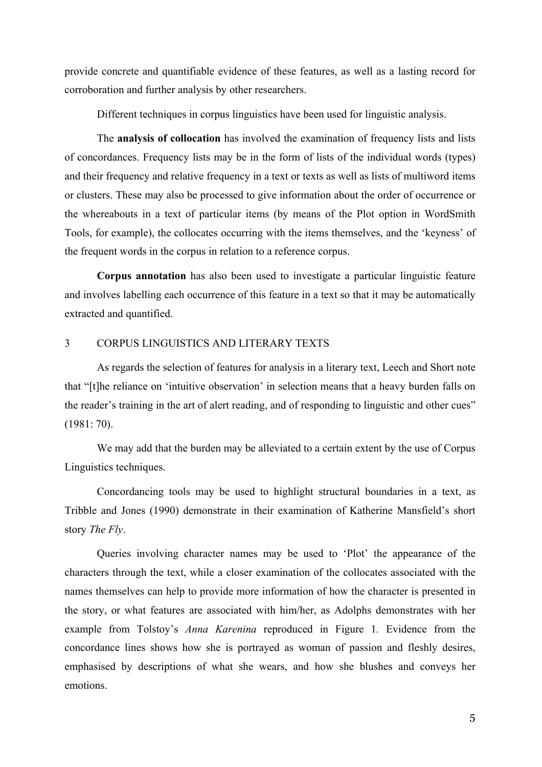provide concrete and quantifiable evidence of these features, as well as a lasting record for corroboration and further analysis by other researchers.

Different techniques in corpus linguistics have been used for linguistic analysis.

The **analysis of collocation** has involved the examination of frequency lists and lists of concordances. Frequency lists may be in the form of lists of the individual words (types) and their frequency and relative frequency in a text or texts as well as lists of multiword items or clusters. These may also be processed to give information about the order of occurrence or the whereabouts in a text of particular items (by means of the Plot option in WordSmith Tools, for example), the collocates occurring with the items themselves, and the 'keyness' of the frequent words in the corpus in relation to a reference corpus.

**Corpus annotation** has also been used to investigate a particular linguistic feature and involves labelling each occurrence of this feature in a text so that it may be automatically extracted and quantified.

## 3 CORPUS LINGUISTICS AND LITERARY TEXTS

As regards the selection of features for analysis in a literary text, Leech and Short note that "[t]he reliance on 'intuitive observation' in selection means that a heavy burden falls on the reader's training in the art of alert reading, and of responding to linguistic and other cues" (1981: 70).

We may add that the burden may be alleviated to a certain extent by the use of Corpus Linguistics techniques.

Concordancing tools may be used to highlight structural boundaries in a text, as Tribble and Jones (1990) demonstrate in their examination of Katherine Mansfield's short story *The Fly*.

Queries involving character names may be used to 'Plot' the appearance of the characters through the text, while a closer examination of the collocates associated with the names themselves can help to provide more information of how the character is presented in the story, or what features are associated with him/her, as Adolphs demonstrates with her example from Tolstoy's *Anna Karenina* reproduced in Figure 1. Evidence from the concordance lines shows how she is portrayed as woman of passion and fleshly desires, emphasised by descriptions of what she wears, and how she blushes and conveys her emotions.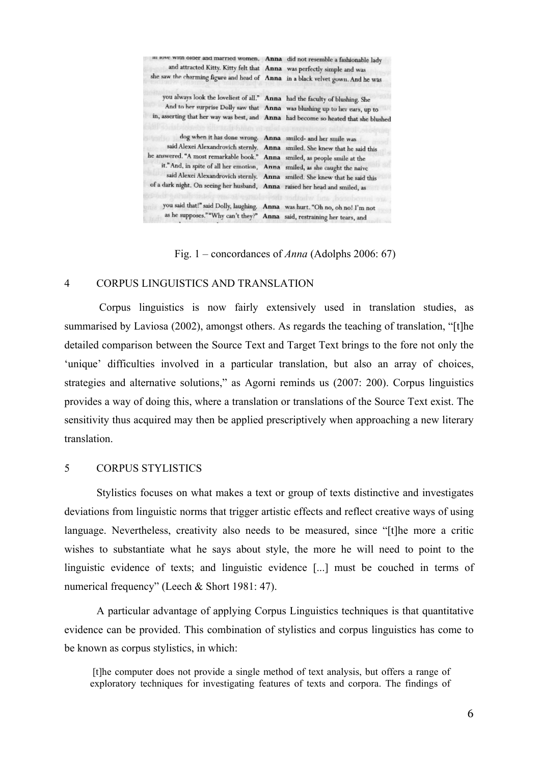| | | |
|---|---|---|
| in love with older and married women. | **Anna** | did not resemble a fashionable lady |
| and attracted Kitty. Kitty felt that | **Anna** | was perfectly simple and was |
| she saw the charming figure and head of | **Anna** | in a black velvet gown. And he was |
| you always look the loveliest of all." | **Anna** | had the faculty of blushing. She |
| And to her surprise Dolly saw that | **Anna** | was blushing up to her ears, up to |
| in, asserting that her way was best, and | **Anna** | had become so heated that she blushed |
| dog when it has done wrong. | **Anna** | smiled- and her smile was |
| said Alexei Alexandrovich sternly. | **Anna** | smiled. She knew that he said this |
| he answered. "A most remarkable book." | **Anna** | smiled, as people smile at the |
| it." And, in spite of all her emotion, | **Anna** | smiled, as she caught the naive |
| said Alexei Alexandrovich sternly. | **Anna** | smiled. She knew that he said this |
| of a dark night. On seeing her husband, | **Anna** | raised her head and smiled, as |
| you said that!" said Dolly, laughing. | **Anna** | was hurt. "Oh no, oh no! I'm not |
| as he supposes." "Why can't they?" | **Anna** | said, restraining her tears, and |

Fig. 1 – concordances of *Anna* (Adolphs 2006: 67)

## 4 CORPUS LINGUISTICS AND TRANSLATION

Corpus linguistics is now fairly extensively used in translation studies, as summarised by Laviosa (2002), amongst others. As regards the teaching of translation, "[t]he detailed comparison between the Source Text and Target Text brings to the fore not only the 'unique' difficulties involved in a particular translation, but also an array of choices, strategies and alternative solutions," as Agorni reminds us (2007: 200). Corpus linguistics provides a way of doing this, where a translation or translations of the Source Text exist. The sensitivity thus acquired may then be applied prescriptively when approaching a new literary translation.

## 5 CORPUS STYLISTICS

Stylistics focuses on what makes a text or group of texts distinctive and investigates deviations from linguistic norms that trigger artistic effects and reflect creative ways of using language. Nevertheless, creativity also needs to be measured, since "[t]he more a critic wishes to substantiate what he says about style, the more he will need to point to the linguistic evidence of texts; and linguistic evidence [...] must be couched in terms of numerical frequency" (Leech & Short 1981: 47).

A particular advantage of applying Corpus Linguistics techniques is that quantitative evidence can be provided. This combination of stylistics and corpus linguistics has come to be known as corpus stylistics, in which:

> [t]he computer does not provide a single method of text analysis, but offers a range of exploratory techniques for investigating features of texts and corpora. The findings of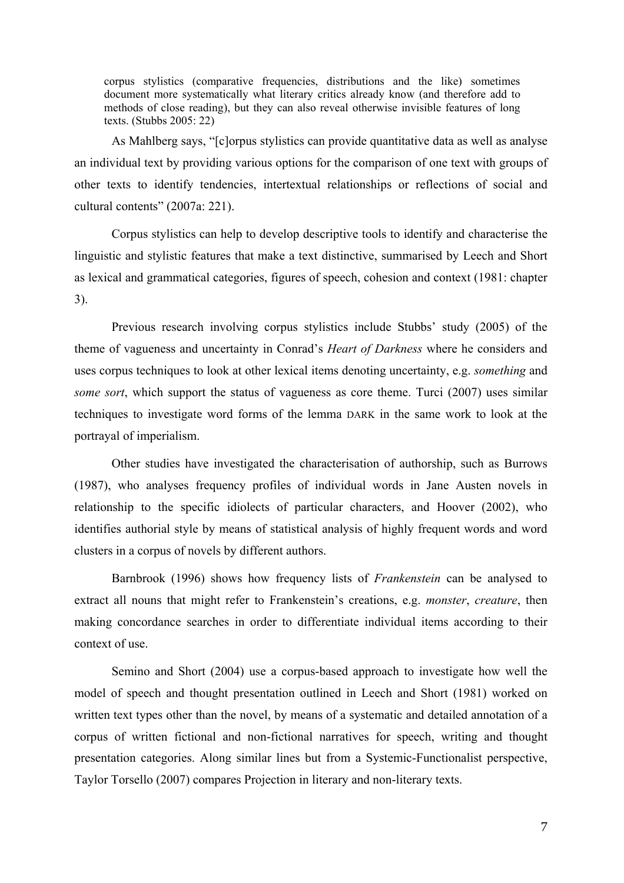> corpus stylistics (comparative frequencies, distributions and the like) sometimes document more systematically what literary critics already know (and therefore add to methods of close reading), but they can also reveal otherwise invisible features of long texts. (Stubbs 2005: 22)

As Mahlberg says, "[c]orpus stylistics can provide quantitative data as well as analyse an individual text by providing various options for the comparison of one text with groups of other texts to identify tendencies, intertextual relationships or reflections of social and cultural contents" (2007a: 221).

Corpus stylistics can help to develop descriptive tools to identify and characterise the linguistic and stylistic features that make a text distinctive, summarised by Leech and Short as lexical and grammatical categories, figures of speech, cohesion and context (1981: chapter 3).

Previous research involving corpus stylistics include Stubbs' study (2005) of the theme of vagueness and uncertainty in Conrad's *Heart of Darkness* where he considers and uses corpus techniques to look at other lexical items denoting uncertainty, e.g. *something* and *some sort*, which support the status of vagueness as core theme. Turci (2007) uses similar techniques to investigate word forms of the lemma DARK in the same work to look at the portrayal of imperialism.

Other studies have investigated the characterisation of authorship, such as Burrows (1987), who analyses frequency profiles of individual words in Jane Austen novels in relationship to the specific idiolects of particular characters, and Hoover (2002), who identifies authorial style by means of statistical analysis of highly frequent words and word clusters in a corpus of novels by different authors.

Barnbrook (1996) shows how frequency lists of *Frankenstein* can be analysed to extract all nouns that might refer to Frankenstein's creations, e.g. *monster*, *creature*, then making concordance searches in order to differentiate individual items according to their context of use.

Semino and Short (2004) use a corpus-based approach to investigate how well the model of speech and thought presentation outlined in Leech and Short (1981) worked on written text types other than the novel, by means of a systematic and detailed annotation of a corpus of written fictional and non-fictional narratives for speech, writing and thought presentation categories. Along similar lines but from a Systemic-Functionalist perspective, Taylor Torsello (2007) compares Projection in literary and non-literary texts.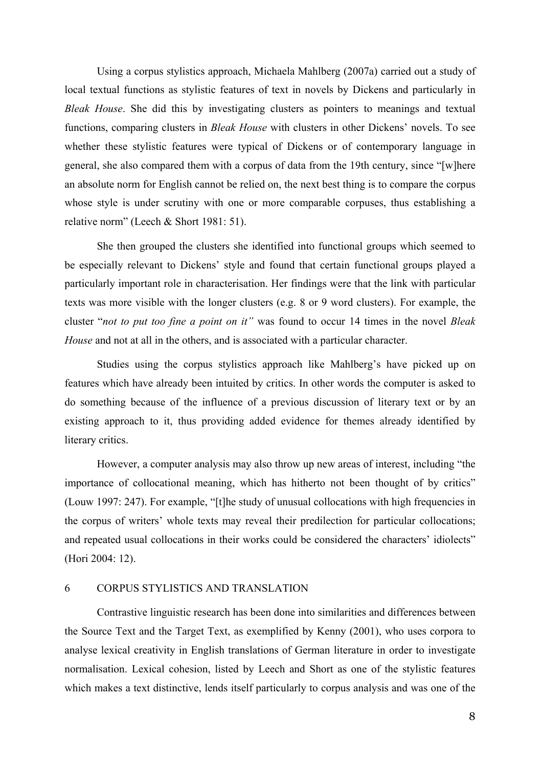Using a corpus stylistics approach, Michaela Mahlberg (2007a) carried out a study of local textual functions as stylistic features of text in novels by Dickens and particularly in *Bleak House*. She did this by investigating clusters as pointers to meanings and textual functions, comparing clusters in *Bleak House* with clusters in other Dickens' novels. To see whether these stylistic features were typical of Dickens or of contemporary language in general, she also compared them with a corpus of data from the 19th century, since "[w]here an absolute norm for English cannot be relied on, the next best thing is to compare the corpus whose style is under scrutiny with one or more comparable corpuses, thus establishing a relative norm" (Leech & Short 1981: 51).

She then grouped the clusters she identified into functional groups which seemed to be especially relevant to Dickens' style and found that certain functional groups played a particularly important role in characterisation. Her findings were that the link with particular texts was more visible with the longer clusters (e.g. 8 or 9 word clusters). For example, the cluster "*not to put too fine a point on it"* was found to occur 14 times in the novel *Bleak House* and not at all in the others, and is associated with a particular character.

Studies using the corpus stylistics approach like Mahlberg's have picked up on features which have already been intuited by critics. In other words the computer is asked to do something because of the influence of a previous discussion of literary text or by an existing approach to it, thus providing added evidence for themes already identified by literary critics.

However, a computer analysis may also throw up new areas of interest, including "the importance of collocational meaning, which has hitherto not been thought of by critics" (Louw 1997: 247). For example, "[t]he study of unusual collocations with high frequencies in the corpus of writers' whole texts may reveal their predilection for particular collocations; and repeated usual collocations in their works could be considered the characters' idiolects" (Hori 2004: 12).

## 6 CORPUS STYLISTICS AND TRANSLATION

Contrastive linguistic research has been done into similarities and differences between the Source Text and the Target Text, as exemplified by Kenny (2001), who uses corpora to analyse lexical creativity in English translations of German literature in order to investigate normalisation. Lexical cohesion, listed by Leech and Short as one of the stylistic features which makes a text distinctive, lends itself particularly to corpus analysis and was one of the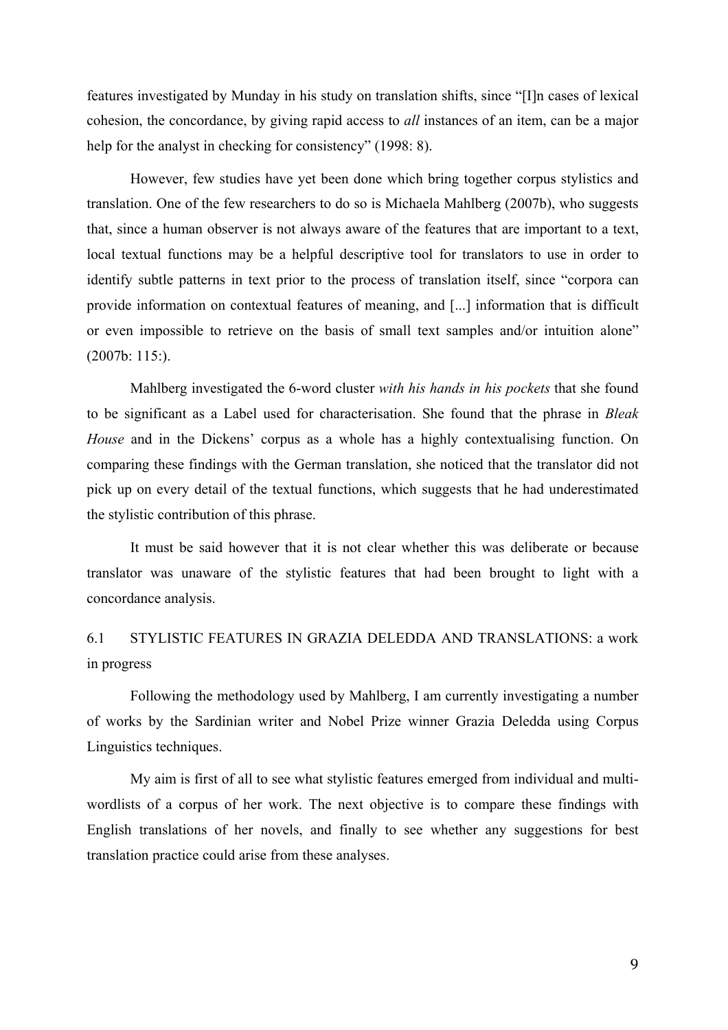features investigated by Munday in his study on translation shifts, since "[I]n cases of lexical cohesion, the concordance, by giving rapid access to *all* instances of an item, can be a major help for the analyst in checking for consistency" (1998: 8).

However, few studies have yet been done which bring together corpus stylistics and translation. One of the few researchers to do so is Michaela Mahlberg (2007b), who suggests that, since a human observer is not always aware of the features that are important to a text, local textual functions may be a helpful descriptive tool for translators to use in order to identify subtle patterns in text prior to the process of translation itself, since "corpora can provide information on contextual features of meaning, and [...] information that is difficult or even impossible to retrieve on the basis of small text samples and/or intuition alone" (2007b: 115:).

Mahlberg investigated the 6-word cluster *with his hands in his pockets* that she found to be significant as a Label used for characterisation. She found that the phrase in *Bleak House* and in the Dickens' corpus as a whole has a highly contextualising function. On comparing these findings with the German translation, she noticed that the translator did not pick up on every detail of the textual functions, which suggests that he had underestimated the stylistic contribution of this phrase.

It must be said however that it is not clear whether this was deliberate or because translator was unaware of the stylistic features that had been brought to light with a concordance analysis.

## 6.1 STYLISTIC FEATURES IN GRAZIA DELEDDA AND TRANSLATIONS: a work in progress

Following the methodology used by Mahlberg, I am currently investigating a number of works by the Sardinian writer and Nobel Prize winner Grazia Deledda using Corpus Linguistics techniques.

My aim is first of all to see what stylistic features emerged from individual and multi-wordlists of a corpus of her work. The next objective is to compare these findings with English translations of her novels, and finally to see whether any suggestions for best translation practice could arise from these analyses.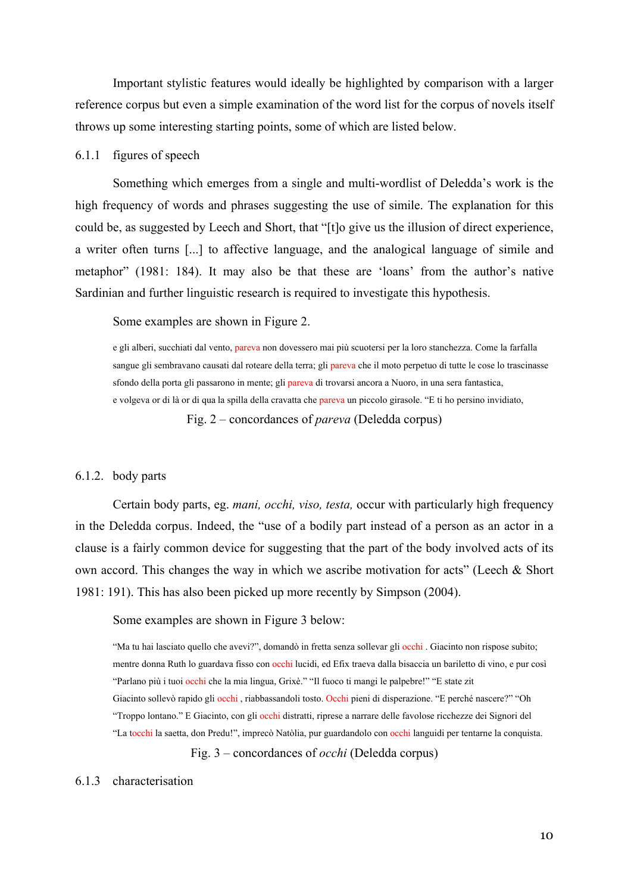Important stylistic features would ideally be highlighted by comparison with a larger reference corpus but even a simple examination of the word list for the corpus of novels itself throws up some interesting starting points, some of which are listed below.

### 6.1.1 figures of speech

Something which emerges from a single and multi-wordlist of Deledda's work is the high frequency of words and phrases suggesting the use of simile. The explanation for this could be, as suggested by Leech and Short, that "[t]o give us the illusion of direct experience, a writer often turns [...] to affective language, and the analogical language of simile and metaphor" (1981: 184). It may also be that these are 'loans' from the author's native Sardinian and further linguistic research is required to investigate this hypothesis.

Some examples are shown in Figure 2.

e gli alberi, succhiati dal vento, pareva non dovessero mai più scuotersi per la loro stanchezza. Come la farfalla
sangue gli sembravano causati dal roteare della terra; gli pareva che il moto perpetuo di tutte le cose lo trascinasse
sfondo della porta gli passarono in mente; gli pareva di trovarsi ancora a Nuoro, in una sera fantastica,
e volgeva or di là or di qua la spilla della cravatta che pareva un piccolo girasole. "E ti ho persino invidiato,

Fig. 2 – concordances of *pareva* (Deledda corpus)

### 6.1.2. body parts

Certain body parts, eg. *mani, occhi, viso, testa,* occur with particularly high frequency in the Deledda corpus. Indeed, the "use of a bodily part instead of a person as an actor in a clause is a fairly common device for suggesting that the part of the body involved acts of its own accord. This changes the way in which we ascribe motivation for acts" (Leech & Short 1981: 191). This has also been picked up more recently by Simpson (2004).

Some examples are shown in Figure 3 below:

"Ma tu hai lasciato quello che avevi?", domandò in fretta senza sollevar gli occhi . Giacinto non rispose subito;
mentre donna Ruth lo guardava fisso con occhi lucidi, ed Efix traeva dalla bisaccia un bariletto di vino, e pur così
"Parlano più i tuoi occhi che la mia lingua, Grixè." "Il fuoco ti mangi le palpebre!" "E state zit
Giacinto sollevò rapido gli occhi , riabbassandoli tosto. Occhi pieni di disperazione. "E perché nascere?" "Oh
"Troppo lontano." E Giacinto, con gli occhi distratti, riprese a narrare delle favolose ricchezze dei Signori del
"La tocchi la saetta, don Predu!", imprecò Natòlia, pur guardandolo con occhi languidi per tentarne la conquista.

Fig. 3 – concordances of *occhi* (Deledda corpus)

### 6.1.3 characterisation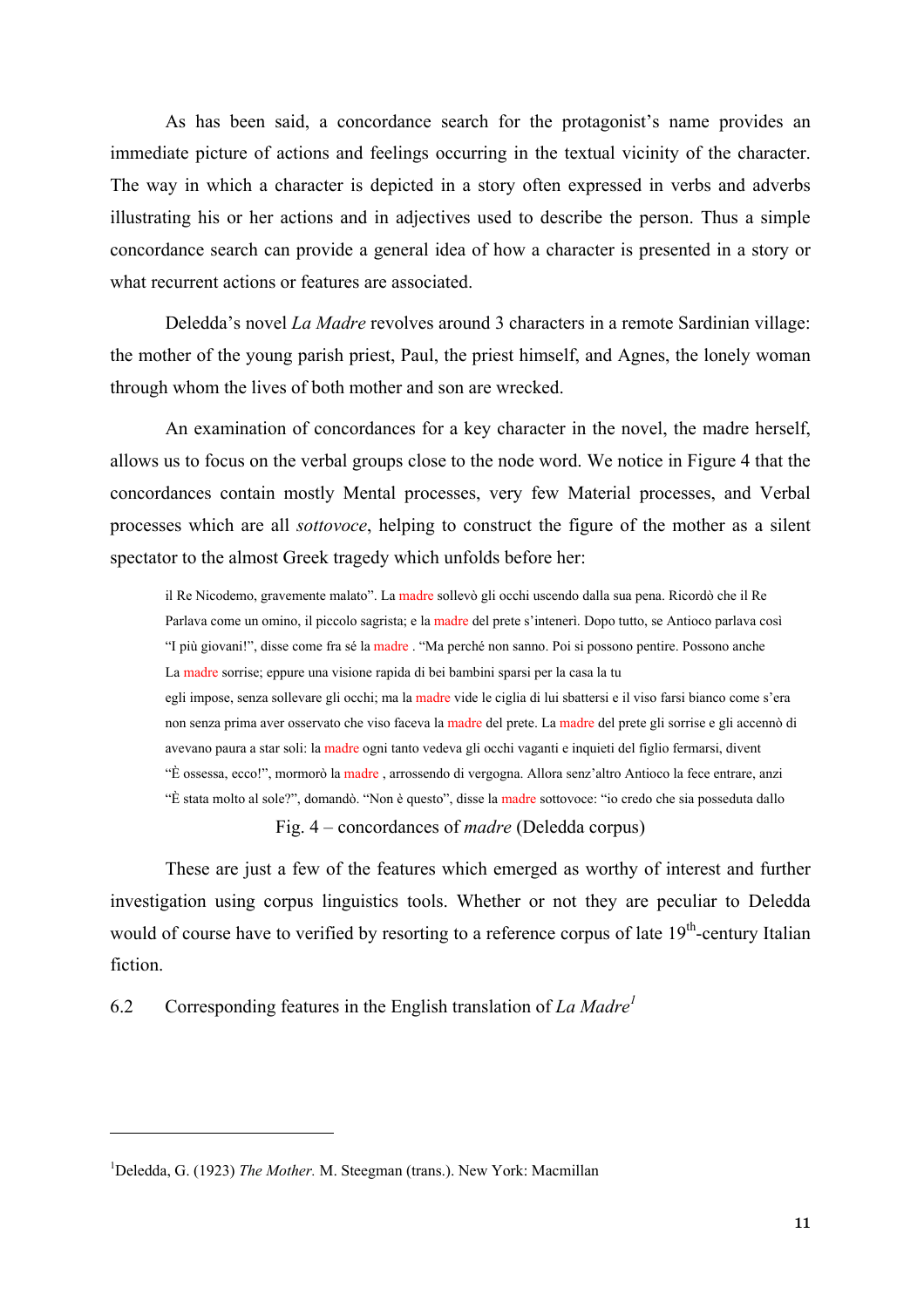As has been said, a concordance search for the protagonist's name provides an immediate picture of actions and feelings occurring in the textual vicinity of the character. The way in which a character is depicted in a story often expressed in verbs and adverbs illustrating his or her actions and in adjectives used to describe the person. Thus a simple concordance search can provide a general idea of how a character is presented in a story or what recurrent actions or features are associated.

Deledda's novel *La Madre* revolves around 3 characters in a remote Sardinian village: the mother of the young parish priest, Paul, the priest himself, and Agnes, the lonely woman through whom the lives of both mother and son are wrecked.

An examination of concordances for a key character in the novel, the madre herself, allows us to focus on the verbal groups close to the node word. We notice in Figure 4 that the concordances contain mostly Mental processes, very few Material processes, and Verbal processes which are all *sottovoce*, helping to construct the figure of the mother as a silent spectator to the almost Greek tragedy which unfolds before her:

> il Re Nicodemo, gravemente malato". La madre sollevò gli occhi uscendo dalla sua pena. Ricordò che il Re
> Parlava come un omino, il piccolo sagrista; e la madre del prete s'intenerì. Dopo tutto, se Antioco parlava così
> "I più giovani!", disse come fra sé la madre . "Ma perché non sanno. Poi si possono pentire. Possono anche
> La madre sorrise; eppure una visione rapida di bei bambini sparsi per la casa la tu
> egli impose, senza sollevare gli occhi; ma la madre vide le ciglia di lui sbattersi e il viso farsi bianco come s'era
> non senza prima aver osservato che viso faceva la madre del prete. La madre del prete gli sorrise e gli accennò di
> avevano paura a star soli: la madre ogni tanto vedeva gli occhi vaganti e inquieti del figlio fermarsi, divent
> "È ossessa, ecco!", mormorò la madre , arrossendo di vergogna. Allora senz'altro Antioco la fece entrare, anzi
> "È stata molto al sole?", domandò. "Non è questo", disse la madre sottovoce: "io credo che sia posseduta dallo

Fig. 4 – concordances of *madre* (Deledda corpus)

These are just a few of the features which emerged as worthy of interest and further investigation using corpus linguistics tools. Whether or not they are peculiar to Deledda would of course have to verified by resorting to a reference corpus of late 19th-century Italian fiction.

## 6.2 Corresponding features in the English translation of *La Madre*[1]

---

[1] Deledda, G. (1923) *The Mother.* M. Steegman (trans.). New York: Macmillan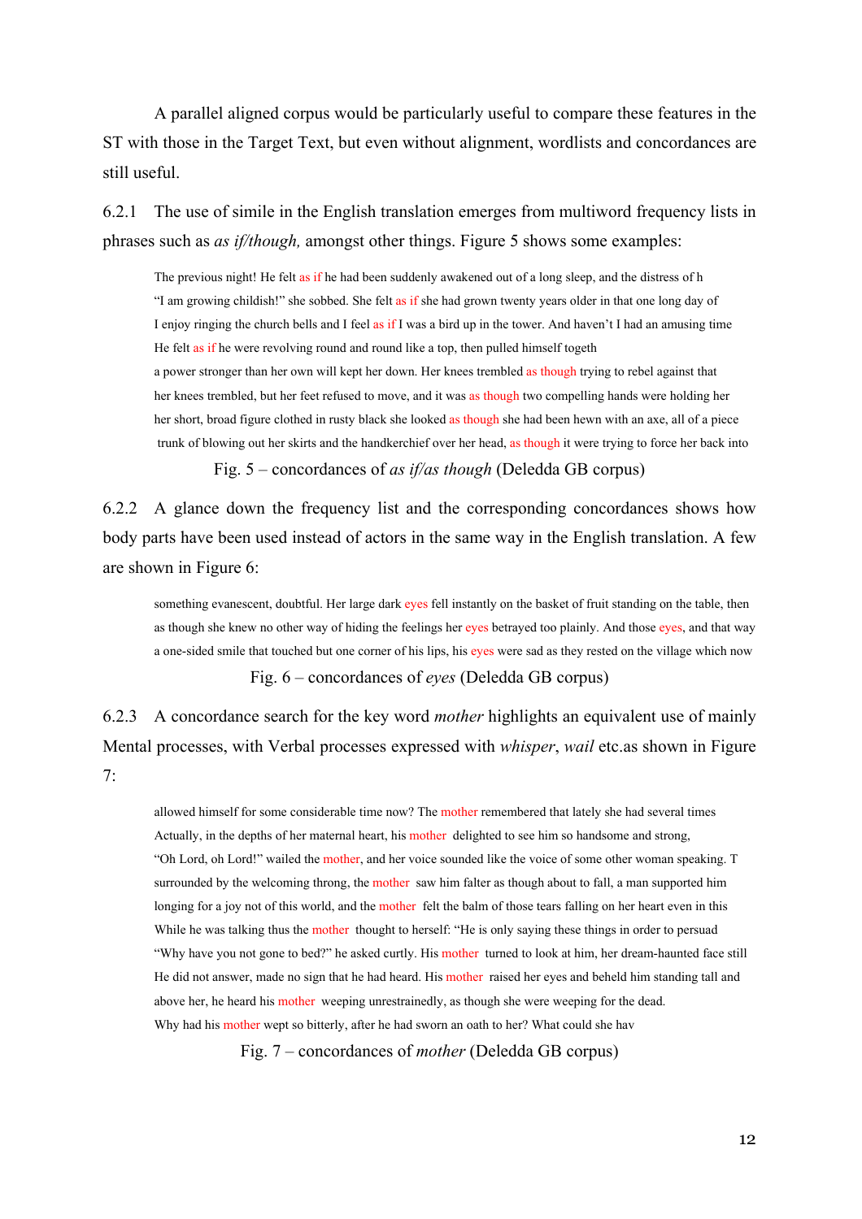A parallel aligned corpus would be particularly useful to compare these features in the ST with those in the Target Text, but even without alignment, wordlists and concordances are still useful.

6.2.1 The use of simile in the English translation emerges from multiword frequency lists in phrases such as *as if/though,* amongst other things. Figure 5 shows some examples:

> The previous night! He felt as if he had been suddenly awakened out of a long sleep, and the distress of h
> "I am growing childish!" she sobbed. She felt as if she had grown twenty years older in that one long day of
> I enjoy ringing the church bells and I feel as if I was a bird up in the tower. And haven't I had an amusing time
> He felt as if he were revolving round and round like a top, then pulled himself togeth
> a power stronger than her own will kept her down. Her knees trembled as though trying to rebel against that
> her knees trembled, but her feet refused to move, and it was as though two compelling hands were holding her
> her short, broad figure clothed in rusty black she looked as though she had been hewn with an axe, all of a piece
> trunk of blowing out her skirts and the handkerchief over her head, as though it were trying to force her back into

Fig. 5 – concordances of *as if/as though* (Deledda GB corpus)

6.2.2 A glance down the frequency list and the corresponding concordances shows how body parts have been used instead of actors in the same way in the English translation. A few are shown in Figure 6:

> something evanescent, doubtful. Her large dark eyes fell instantly on the basket of fruit standing on the table, then
> as though she knew no other way of hiding the feelings her eyes betrayed too plainly. And those eyes, and that way
> a one-sided smile that touched but one corner of his lips, his eyes were sad as they rested on the village which now

Fig. 6 – concordances of *eyes* (Deledda GB corpus)

6.2.3 A concordance search for the key word *mother* highlights an equivalent use of mainly Mental processes, with Verbal processes expressed with *whisper*, *wail* etc.as shown in Figure 7:

> allowed himself for some considerable time now? The mother remembered that lately she had several times
> Actually, in the depths of her maternal heart, his mother delighted to see him so handsome and strong,
> "Oh Lord, oh Lord!" wailed the mother, and her voice sounded like the voice of some other woman speaking. T
> surrounded by the welcoming throng, the mother saw him falter as though about to fall, a man supported him
> longing for a joy not of this world, and the mother felt the balm of those tears falling on her heart even in this
> While he was talking thus the mother thought to herself: "He is only saying these things in order to persuad
> "Why have you not gone to bed?" he asked curtly. His mother turned to look at him, her dream-haunted face still
> He did not answer, made no sign that he had heard. His mother raised her eyes and beheld him standing tall and
> above her, he heard his mother weeping unrestrainedly, as though she were weeping for the dead.
> Why had his mother wept so bitterly, after he had sworn an oath to her? What could she hav

Fig. 7 – concordances of *mother* (Deledda GB corpus)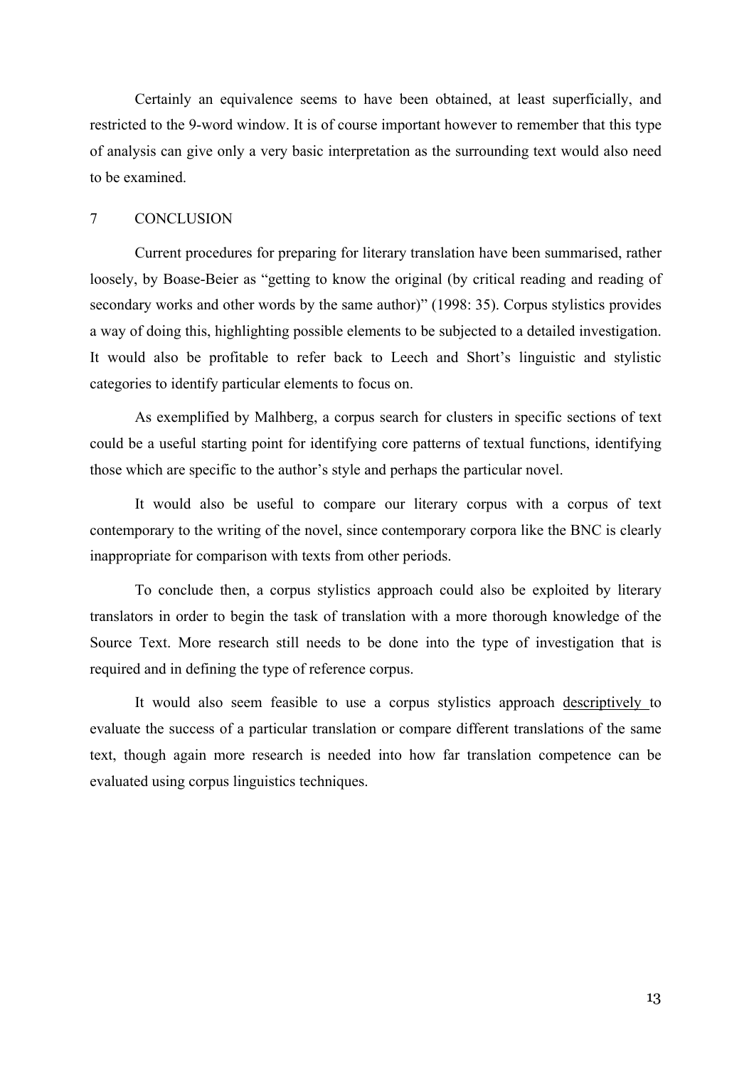Certainly an equivalence seems to have been obtained, at least superficially, and restricted to the 9-word window. It is of course important however to remember that this type of analysis can give only a very basic interpretation as the surrounding text would also need to be examined.

## 7 CONCLUSION

Current procedures for preparing for literary translation have been summarised, rather loosely, by Boase-Beier as "getting to know the original (by critical reading and reading of secondary works and other words by the same author)" (1998: 35). Corpus stylistics provides a way of doing this, highlighting possible elements to be subjected to a detailed investigation. It would also be profitable to refer back to Leech and Short's linguistic and stylistic categories to identify particular elements to focus on.

As exemplified by Malhberg, a corpus search for clusters in specific sections of text could be a useful starting point for identifying core patterns of textual functions, identifying those which are specific to the author's style and perhaps the particular novel.

It would also be useful to compare our literary corpus with a corpus of text contemporary to the writing of the novel, since contemporary corpora like the BNC is clearly inappropriate for comparison with texts from other periods.

To conclude then, a corpus stylistics approach could also be exploited by literary translators in order to begin the task of translation with a more thorough knowledge of the Source Text. More research still needs to be done into the type of investigation that is required and in defining the type of reference corpus.

It would also seem feasible to use a corpus stylistics approach <u>descriptively</u> to evaluate the success of a particular translation or compare different translations of the same text, though again more research is needed into how far translation competence can be evaluated using corpus linguistics techniques.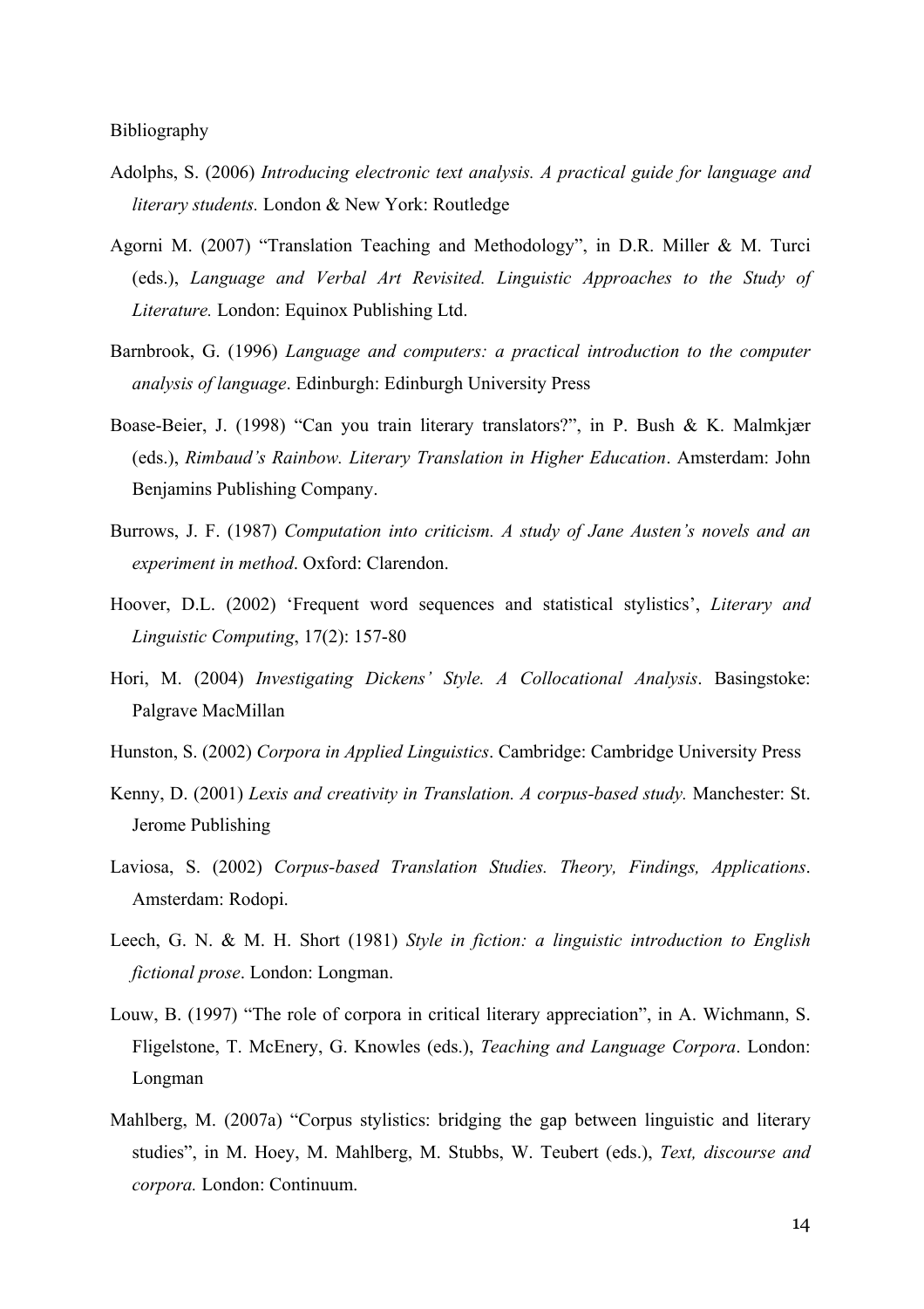Bibliography

Adolphs, S. (2006) *Introducing electronic text analysis. A practical guide for language and literary students.* London & New York: Routledge

Agorni M. (2007) "Translation Teaching and Methodology", in D.R. Miller & M. Turci (eds.), *Language and Verbal Art Revisited. Linguistic Approaches to the Study of Literature.* London: Equinox Publishing Ltd.

Barnbrook, G. (1996) *Language and computers: a practical introduction to the computer analysis of language*. Edinburgh: Edinburgh University Press

Boase-Beier, J. (1998) "Can you train literary translators?", in P. Bush & K. Malmkjær (eds.), *Rimbaud's Rainbow. Literary Translation in Higher Education*. Amsterdam: John Benjamins Publishing Company.

Burrows, J. F. (1987) *Computation into criticism. A study of Jane Austen's novels and an experiment in method*. Oxford: Clarendon.

Hoover, D.L. (2002) 'Frequent word sequences and statistical stylistics', *Literary and Linguistic Computing*, 17(2): 157-80

Hori, M. (2004) *Investigating Dickens' Style. A Collocational Analysis*. Basingstoke: Palgrave MacMillan

Hunston, S. (2002) *Corpora in Applied Linguistics*. Cambridge: Cambridge University Press

Kenny, D. (2001) *Lexis and creativity in Translation. A corpus-based study.* Manchester: St. Jerome Publishing

Laviosa, S. (2002) *Corpus-based Translation Studies. Theory, Findings, Applications*. Amsterdam: Rodopi.

Leech, G. N. & M. H. Short (1981) *Style in fiction: a linguistic introduction to English fictional prose*. London: Longman.

Louw, B. (1997) "The role of corpora in critical literary appreciation", in A. Wichmann, S. Fligelstone, T. McEnery, G. Knowles (eds.), *Teaching and Language Corpora*. London: Longman

Mahlberg, M. (2007a) "Corpus stylistics: bridging the gap between linguistic and literary studies", in M. Hoey, M. Mahlberg, M. Stubbs, W. Teubert (eds.), *Text, discourse and corpora.* London: Continuum.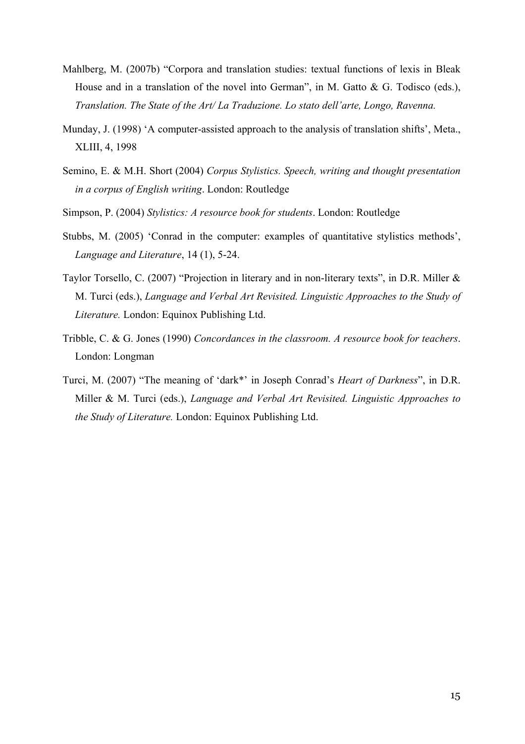Mahlberg, M. (2007b) "Corpora and translation studies: textual functions of lexis in Bleak House and in a translation of the novel into German", in M. Gatto & G. Todisco (eds.), *Translation. The State of the Art/ La Traduzione. Lo stato dell'arte, Longo, Ravenna.*

Munday, J. (1998) 'A computer-assisted approach to the analysis of translation shifts', Meta., XLIII, 4, 1998

Semino, E. & M.H. Short (2004) *Corpus Stylistics. Speech, writing and thought presentation in a corpus of English writing*. London: Routledge

Simpson, P. (2004) *Stylistics: A resource book for students*. London: Routledge

Stubbs, M. (2005) 'Conrad in the computer: examples of quantitative stylistics methods', *Language and Literature*, 14 (1), 5-24.

Taylor Torsello, C. (2007) "Projection in literary and in non-literary texts", in D.R. Miller & M. Turci (eds.), *Language and Verbal Art Revisited. Linguistic Approaches to the Study of Literature.* London: Equinox Publishing Ltd.

Tribble, C. & G. Jones (1990) *Concordances in the classroom. A resource book for teachers*. London: Longman

Turci, M. (2007) "The meaning of 'dark*' in Joseph Conrad's *Heart of Darkness*", in D.R. Miller & M. Turci (eds.), *Language and Verbal Art Revisited. Linguistic Approaches to the Study of Literature.* London: Equinox Publishing Ltd.